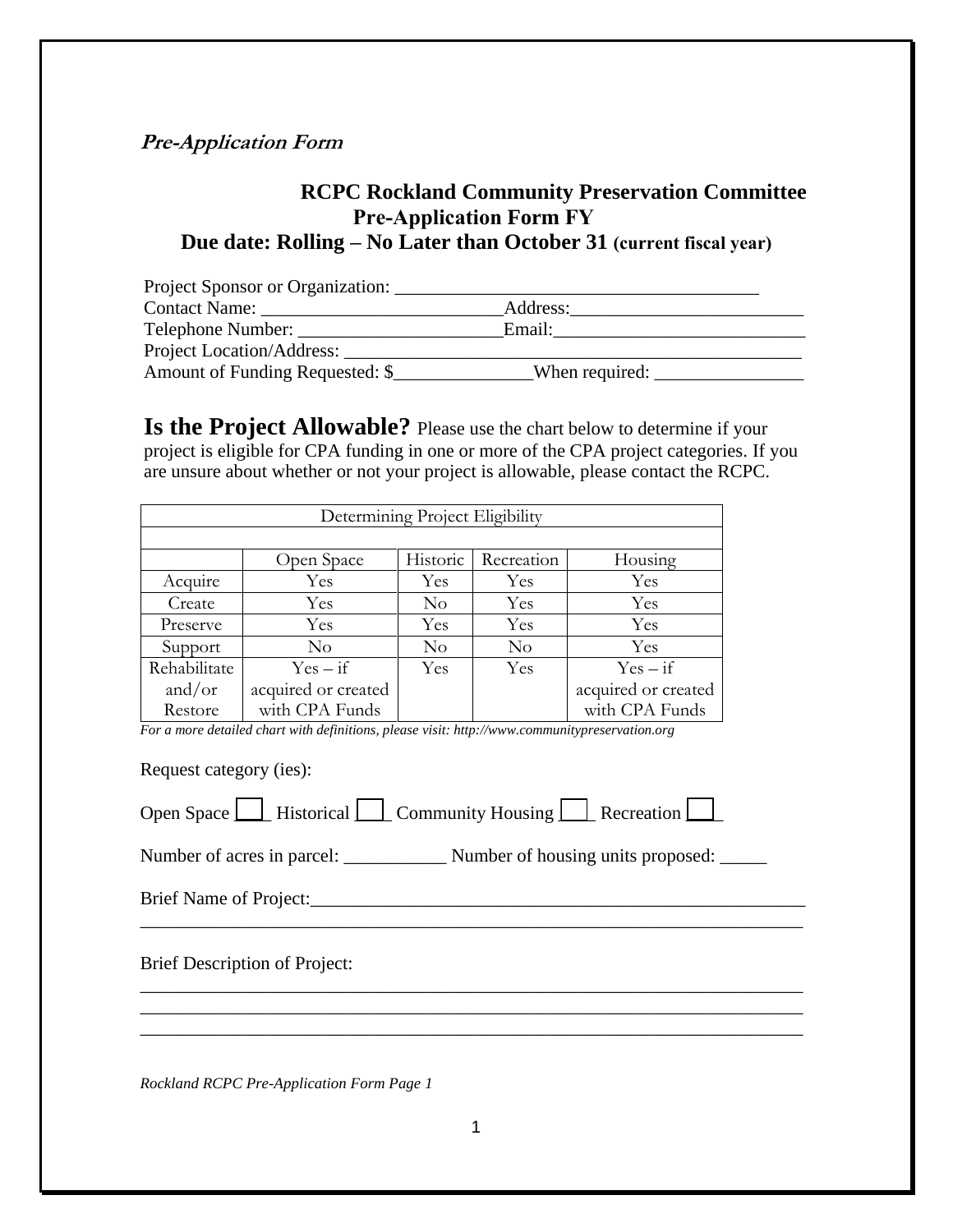*Pre-Application Form*

# RCPC Rockland Community Preservation Committee
## Pre-Application Form FY
## Due date: Rolling – No Later than October 31 (current fiscal year)

Project Sponsor or Organization: ________________________________________

Contact Name: __________________________Address:_________________________

Telephone Number: ______________________Email:___________________________

Project Location/Address: _________________________________________________

Amount of Funding Requested: $_______________When required: ________________

**Is the Project Allowable?** Please use the chart below to determine if your project is eligible for CPA funding in one or more of the CPA project categories. If you are unsure about whether or not your project is allowable, please contact the RCPC.

| Determining Project Eligibility | | | | |
|---|---|---|---|---|
| | Open Space | Historic | Recreation | Housing |
| Acquire | Yes | Yes | Yes | Yes |
| Create | Yes | No | Yes | Yes |
| Preserve | Yes | Yes | Yes | Yes |
| Support | No | No | No | Yes |
| Rehabilitate and/or Restore | Yes – if acquired or created with CPA Funds | Yes | Yes | Yes – if acquired or created with CPA Funds |

*For a more detailed chart with definitions, please visit: http://www.communitypreservation.org*

Request category (ies):

Open Space ___ Historical ___ Community Housing ___ Recreation ___

Number of acres in parcel: ___________ Number of housing units proposed: _____

Brief Name of Project:_______________________________________________________

___________________________________________________________________________

Brief Description of Project:

___________________________________________________________________________

___________________________________________________________________________

___________________________________________________________________________

*Rockland RCPC Pre-Application Form Page 1*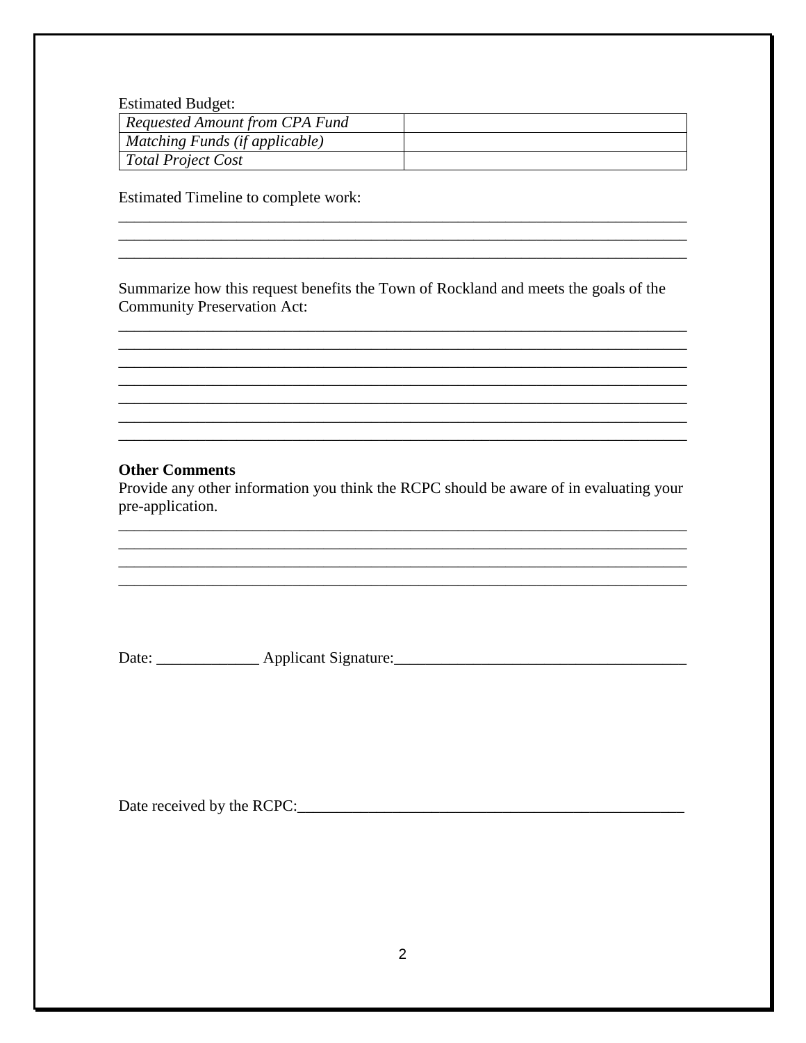Estimated Budget:

| | |
|---|---|
| *Requested Amount from CPA Fund* | |
| *Matching Funds (if applicable)* | |
| *Total Project Cost* | |

Estimated Timeline to complete work:

___________________________________________________________________________
___________________________________________________________________________
___________________________________________________________________________

Summarize how this request benefits the Town of Rockland and meets the goals of the Community Preservation Act:

___________________________________________________________________________
___________________________________________________________________________
___________________________________________________________________________
___________________________________________________________________________
___________________________________________________________________________
___________________________________________________________________________
___________________________________________________________________________

**Other Comments**

Provide any other information you think the RCPC should be aware of in evaluating your pre-application.

___________________________________________________________________________
___________________________________________________________________________
___________________________________________________________________________
___________________________________________________________________________

Date: _____________ Applicant Signature:_____________________________________

Date received by the RCPC:___________________________________________________